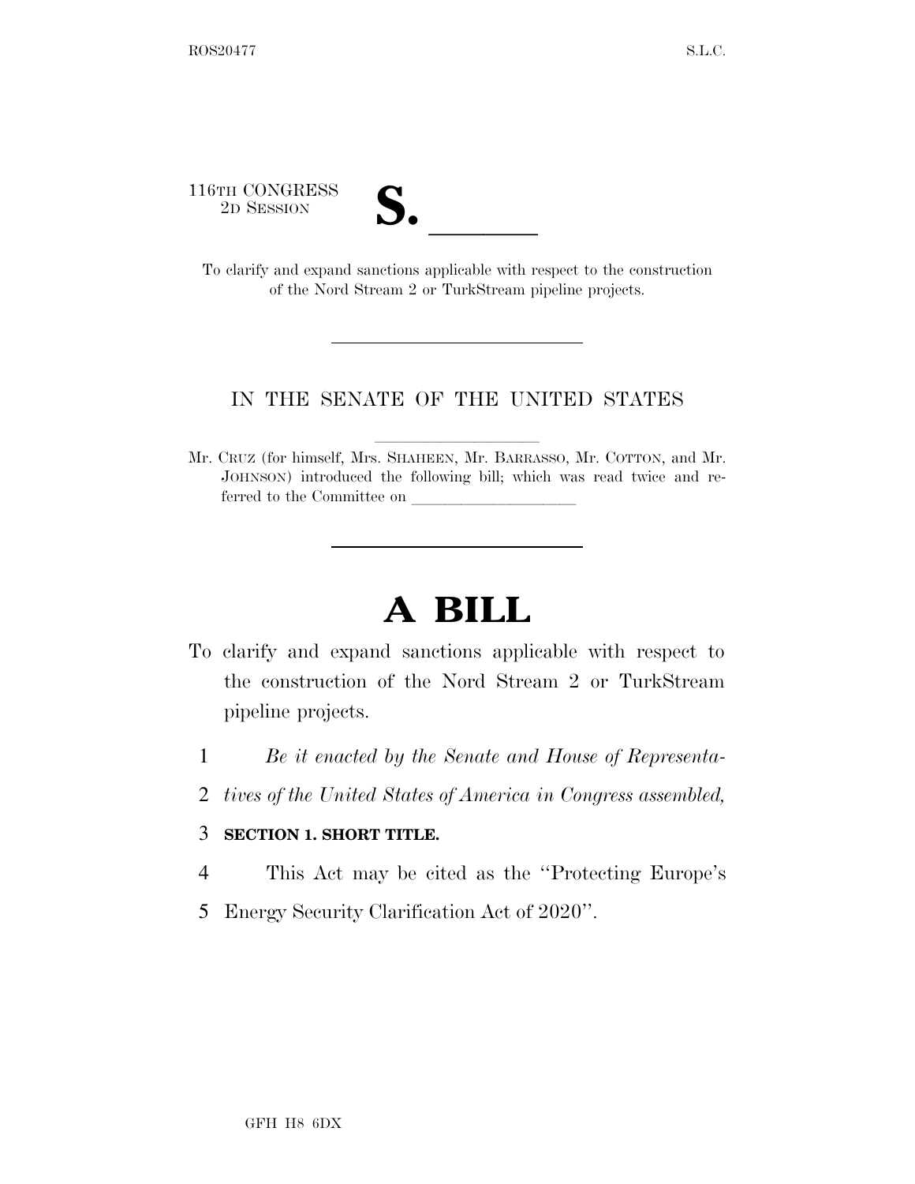116TH CONGRESS
2D SESSION

# S. \_\_\_\_\_\_

To clarify and expand sanctions applicable with respect to the construction of the Nord Stream 2 or TurkStream pipeline projects.

---

IN THE SENATE OF THE UNITED STATES

Mr. CRUZ (for himself, Mrs. SHAHEEN, Mr. BARRASSO, Mr. COTTON, and Mr. JOHNSON) introduced the following bill; which was read twice and referred to the Committee on \_\_\_\_\_\_\_\_\_\_\_\_\_\_\_\_\_\_\_\_

---

# A BILL

To clarify and expand sanctions applicable with respect to the construction of the Nord Stream 2 or TurkStream pipeline projects.

1 *Be it enacted by the Senate and House of Representa-*
2 *tives of the United States of America in Congress assembled,*

3 **SECTION 1. SHORT TITLE.**

4 This Act may be cited as the ''Protecting Europe's
5 Energy Security Clarification Act of 2020''.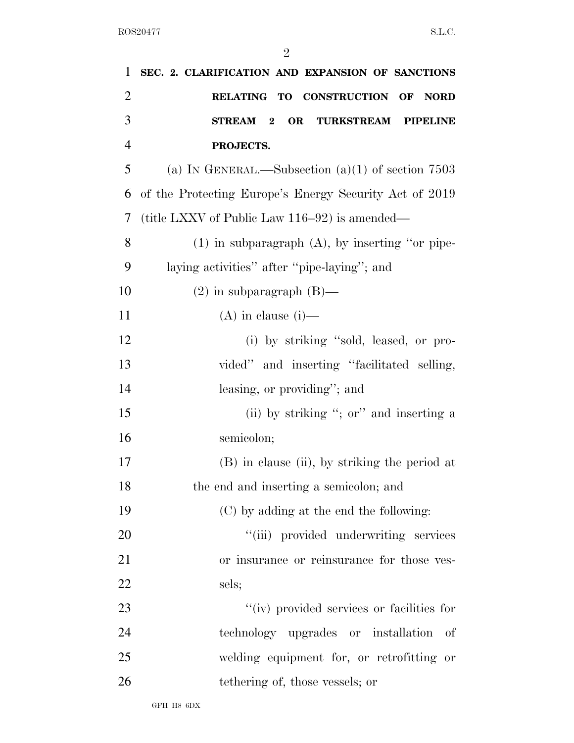**SEC. 2. CLARIFICATION AND EXPANSION OF SANCTIONS RELATING TO CONSTRUCTION OF NORD STREAM 2 OR TURKSTREAM PIPELINE PROJECTS.**

(a) IN GENERAL.—Subsection (a)(1) of section 7503 of the Protecting Europe's Energy Security Act of 2019 (title LXXV of Public Law 116–92) is amended—

(1) in subparagraph (A), by inserting "or pipe-laying activities" after "pipe-laying"; and

(2) in subparagraph (B)—

(A) in clause (i)—

(i) by striking "sold, leased, or provided" and inserting "facilitated selling, leasing, or providing"; and

(ii) by striking "; or" and inserting a semicolon;

(B) in clause (ii), by striking the period at the end and inserting a semicolon; and

(C) by adding at the end the following:

"(iii) provided underwriting services or insurance or reinsurance for those vessels;

"(iv) provided services or facilities for technology upgrades or installation of welding equipment for, or retrofitting or tethering of, those vessels; or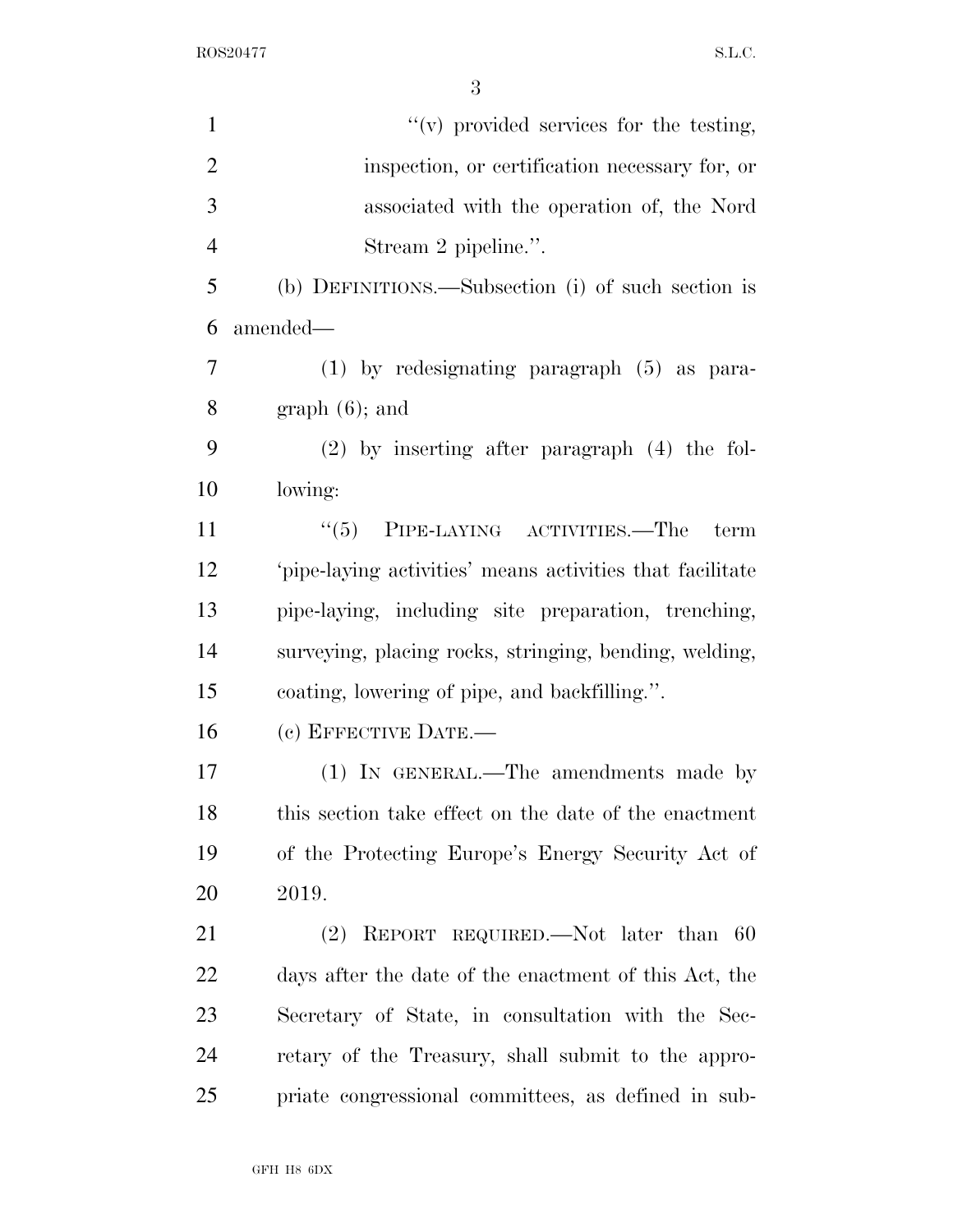''(v) provided services for the testing, inspection, or certification necessary for, or associated with the operation of, the Nord Stream 2 pipeline.''.

(b) DEFINITIONS.—Subsection (i) of such section is amended—

(1) by redesignating paragraph (5) as paragraph (6); and

(2) by inserting after paragraph (4) the following:

''(5) PIPE-LAYING ACTIVITIES.—The term 'pipe-laying activities' means activities that facilitate pipe-laying, including site preparation, trenching, surveying, placing rocks, stringing, bending, welding, coating, lowering of pipe, and backfilling.''.

(c) EFFECTIVE DATE.—

(1) IN GENERAL.—The amendments made by this section take effect on the date of the enactment of the Protecting Europe's Energy Security Act of 2019.

(2) REPORT REQUIRED.—Not later than 60 days after the date of the enactment of this Act, the Secretary of State, in consultation with the Secretary of the Treasury, shall submit to the appropriate congressional committees, as defined in sub-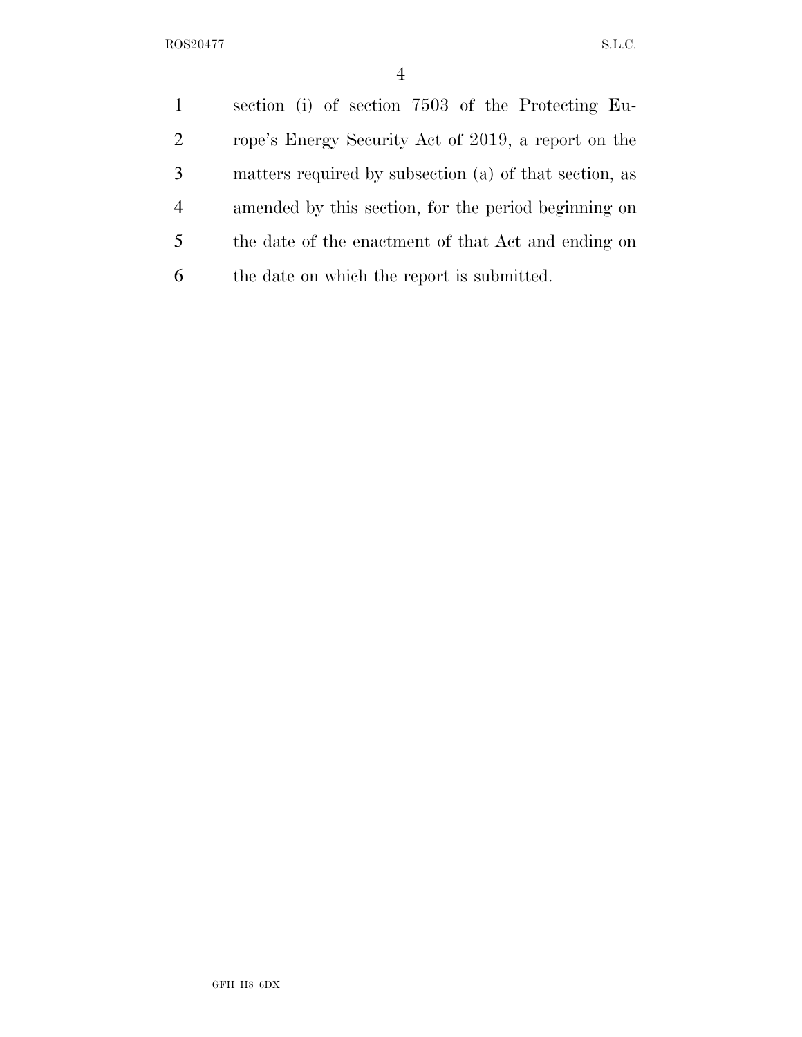section (i) of section 7503 of the Protecting Europe's Energy Security Act of 2019, a report on the matters required by subsection (a) of that section, as amended by this section, for the period beginning on the date of the enactment of that Act and ending on the date on which the report is submitted.